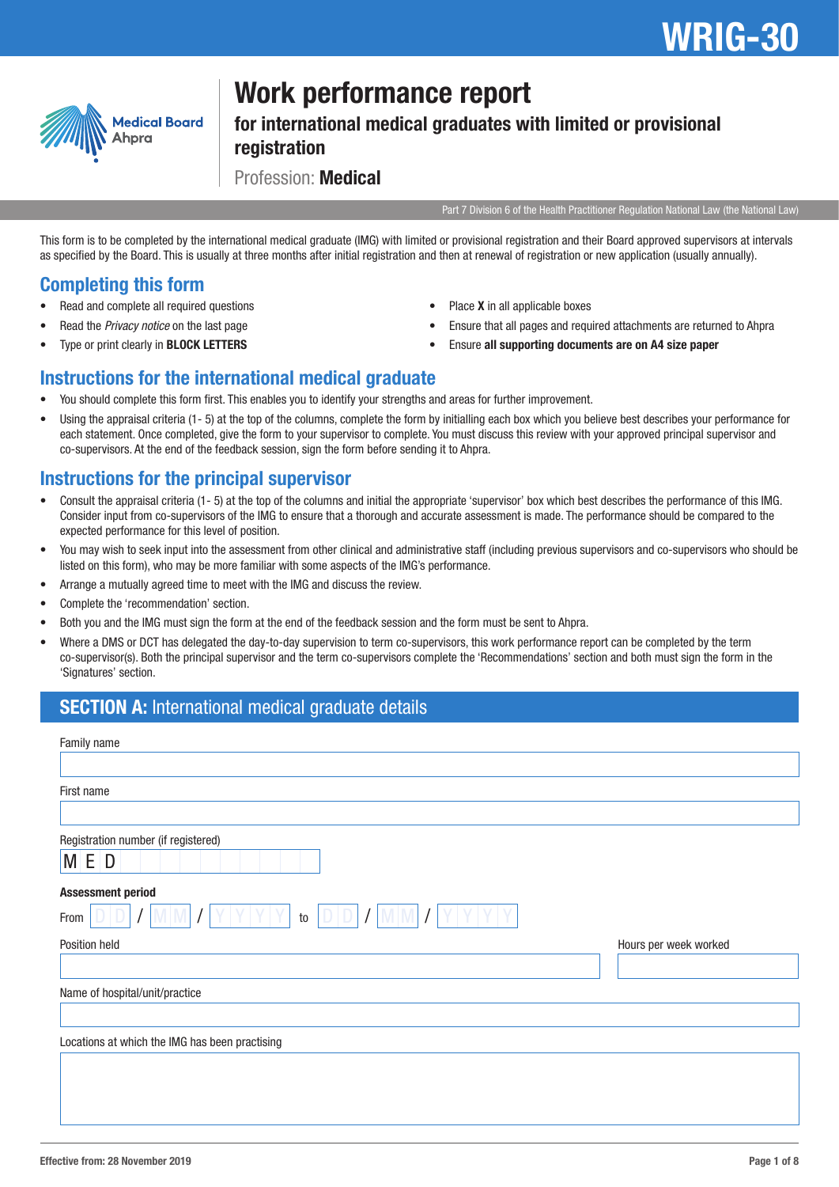# WRIG-30

Medical Board Ahpra

# Work performance report

## for international medical graduates with limited or provisional registration

Profession: **Medical**

Part 7 Division 6 of the Health Practitioner Regulation National Law (the National Law)

This form is to be completed by the international medical graduate (IMG) with limited or provisional registration and their Board approved supervisors at intervals as specified by the Board. This is usually at three months after initial registration and then at renewal of registration or new application (usually annually).

## Completing this form

- Read and complete all required questions
- Read the *Privacy notice* on the last page
- Type or print clearly in **BLOCK LETTERS**
- Place **X** in all applicable boxes
- Ensure that all pages and required attachments are returned to Ahpra
- Ensure **all supporting documents are on A4 size paper**

## Instructions for the international medical graduate

- You should complete this form first. This enables you to identify your strengths and areas for further improvement.
- Using the appraisal criteria (1- 5) at the top of the columns, complete the form by initialling each box which you believe best describes your performance for each statement. Once completed, give the form to your supervisor to complete. You must discuss this review with your approved principal supervisor and co-supervisors. At the end of the feedback session, sign the form before sending it to Ahpra.

## Instructions for the principal supervisor

- Consult the appraisal criteria (1- 5) at the top of the columns and initial the appropriate 'supervisor' box which best describes the performance of this IMG. Consider input from co-supervisors of the IMG to ensure that a thorough and accurate assessment is made. The performance should be compared to the expected performance for this level of position.
- You may wish to seek input into the assessment from other clinical and administrative staff (including previous supervisors and co-supervisors who should be listed on this form), who may be more familiar with some aspects of the IMG's performance.
- Arrange a mutually agreed time to meet with the IMG and discuss the review.
- Complete the 'recommendation' section.
- Both you and the IMG must sign the form at the end of the feedback session and the form must be sent to Ahpra.
- Where a DMS or DCT has delegated the day-to-day supervision to term co-supervisors, this work performance report can be completed by the term co-supervisor(s). Both the principal supervisor and the term co-supervisors complete the 'Recommendations' section and both must sign the form in the 'Signatures' section.

## SECTION A: International medical graduate details

Family name

First name

Registration number (if registered)

M E D

**Assessment period**

From D D / M M / Y Y Y Y to D D / M M / Y Y Y Y

Position held

Hours per week worked

Name of hospital/unit/practice

Locations at which the IMG has been practising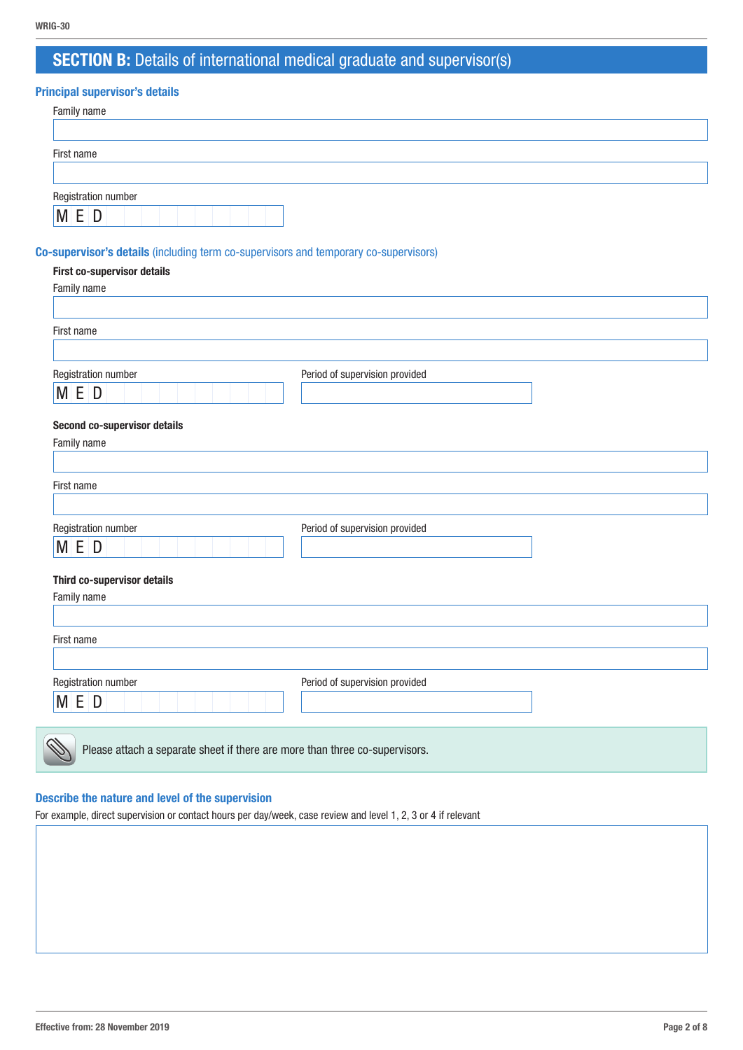## SECTION B: Details of international medical graduate and supervisor(s)

### Principal supervisor's details

Family name

First name

Registration number

M E D

### Co-supervisor's details (including term co-supervisors and temporary co-supervisors)

**First co-supervisor details**

Family name

First name

Registration number

M E D

Period of supervision provided

**Second co-supervisor details**

Family name

First name

Registration number

M E D

Period of supervision provided

**Third co-supervisor details**

Family name

First name

Registration number

M E D

Period of supervision provided

Please attach a separate sheet if there are more than three co-supervisors.

### Describe the nature and level of the supervision

For example, direct supervision or contact hours per day/week, case review and level 1, 2, 3 or 4 if relevant

Effective from: 28 November 2019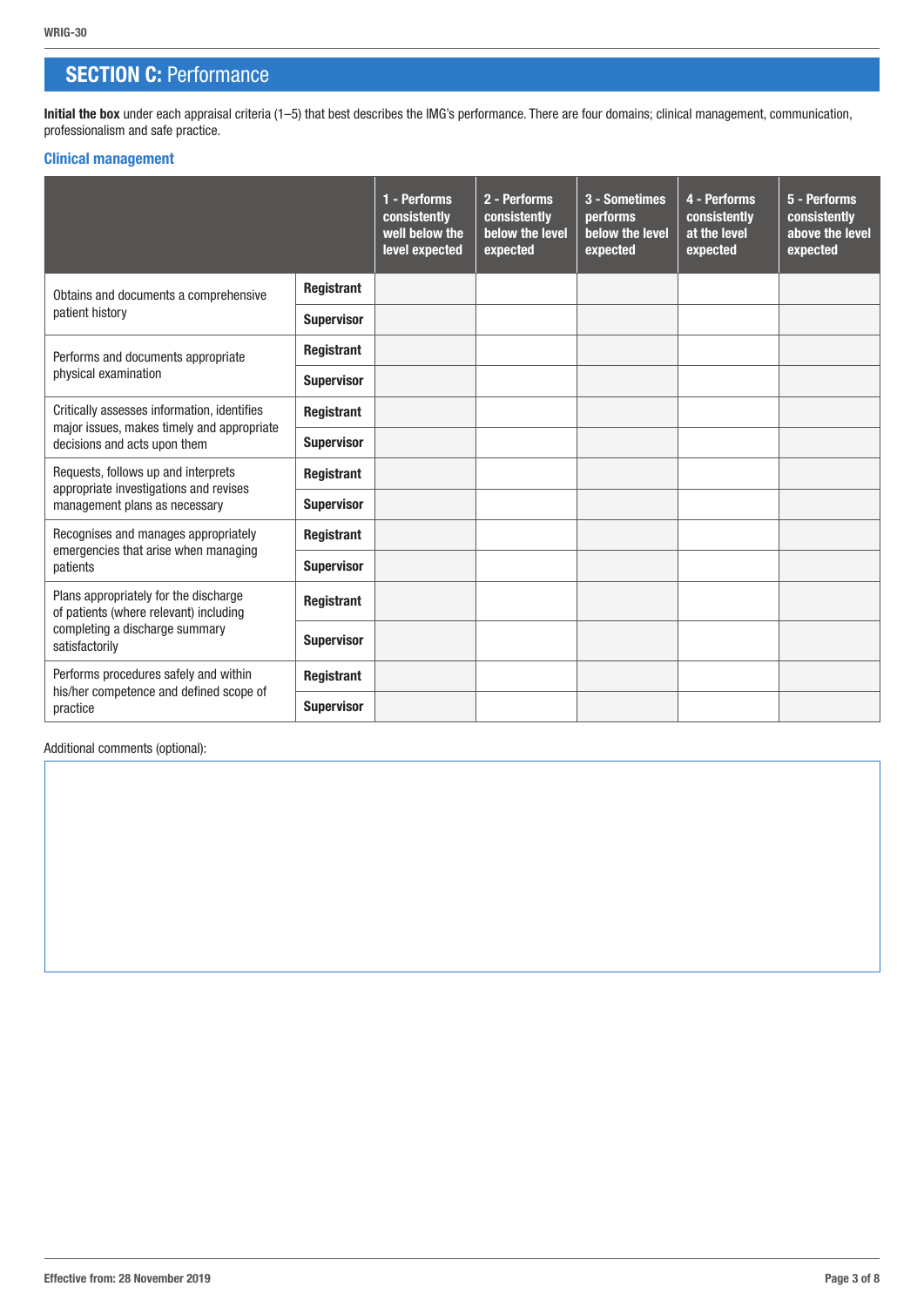## SECTION C: Performance

**Initial the box** under each appraisal criteria (1–5) that best describes the IMG's performance. There are four domains; clinical management, communication, professionalism and safe practice.

### Clinical management

| | | 1 - Performs consistently well below the level expected | 2 - Performs consistently below the level expected | 3 - Sometimes performs below the level expected | 4 - Performs consistently at the level expected | 5 - Performs consistently above the level expected |
|---|---|---|---|---|---|---|
| Obtains and documents a comprehensive patient history | **Registrant** | | | | | |
| | **Supervisor** | | | | | |
| Performs and documents appropriate physical examination | **Registrant** | | | | | |
| | **Supervisor** | | | | | |
| Critically assesses information, identifies major issues, makes timely and appropriate decisions and acts upon them | **Registrant** | | | | | |
| | **Supervisor** | | | | | |
| Requests, follows up and interprets appropriate investigations and revises management plans as necessary | **Registrant** | | | | | |
| | **Supervisor** | | | | | |
| Recognises and manages appropriately emergencies that arise when managing patients | **Registrant** | | | | | |
| | **Supervisor** | | | | | |
| Plans appropriately for the discharge of patients (where relevant) including completing a discharge summary satisfactorily | **Registrant** | | | | | |
| | **Supervisor** | | | | | |
| Performs procedures safely and within his/her competence and defined scope of practice | **Registrant** | | | | | |
| | **Supervisor** | | | | | |

Additional comments (optional):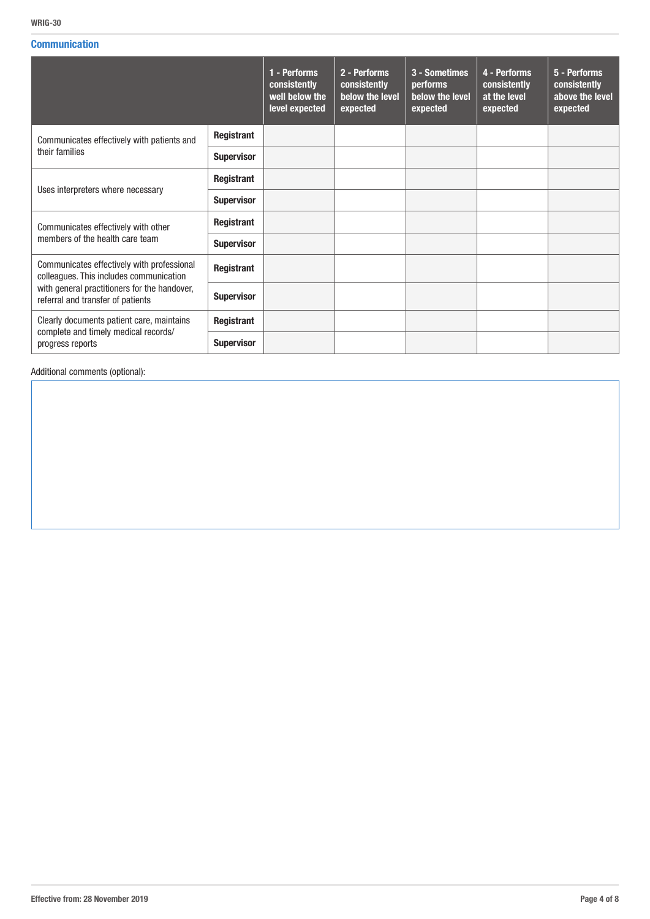## Communication

| | | 1 - Performs consistently well below the level expected | 2 - Performs consistently below the level expected | 3 - Sometimes performs below the level expected | 4 - Performs consistently at the level expected | 5 - Performs consistently above the level expected |
|---|---|---|---|---|---|---|
| Communicates effectively with patients and their families | **Registrant** | | | | | |
| | **Supervisor** | | | | | |
| Uses interpreters where necessary | **Registrant** | | | | | |
| | **Supervisor** | | | | | |
| Communicates effectively with other members of the health care team | **Registrant** | | | | | |
| | **Supervisor** | | | | | |
| Communicates effectively with professional colleagues. This includes communication with general practitioners for the handover, referral and transfer of patients | **Registrant** | | | | | |
| | **Supervisor** | | | | | |
| Clearly documents patient care, maintains complete and timely medical records/ progress reports | **Registrant** | | | | | |
| | **Supervisor** | | | | | |

Additional comments (optional):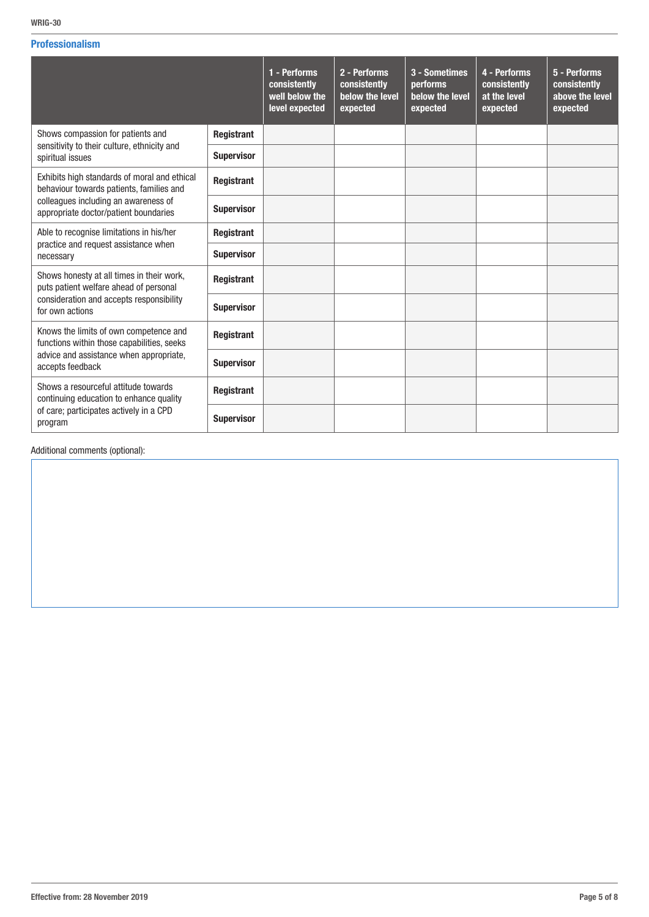## Professionalism

| | | 1 - Performs consistently well below the level expected | 2 - Performs consistently below the level expected | 3 - Sometimes performs below the level expected | 4 - Performs consistently at the level expected | 5 - Performs consistently above the level expected |
|---|---|---|---|---|---|---|
| Shows compassion for patients and sensitivity to their culture, ethnicity and spiritual issues | **Registrant** | | | | | |
| | **Supervisor** | | | | | |
| Exhibits high standards of moral and ethical behaviour towards patients, families and colleagues including an awareness of appropriate doctor/patient boundaries | **Registrant** | | | | | |
| | **Supervisor** | | | | | |
| Able to recognise limitations in his/her practice and request assistance when necessary | **Registrant** | | | | | |
| | **Supervisor** | | | | | |
| Shows honesty at all times in their work, puts patient welfare ahead of personal consideration and accepts responsibility for own actions | **Registrant** | | | | | |
| | **Supervisor** | | | | | |
| Knows the limits of own competence and functions within those capabilities, seeks advice and assistance when appropriate, accepts feedback | **Registrant** | | | | | |
| | **Supervisor** | | | | | |
| Shows a resourceful attitude towards continuing education to enhance quality of care; participates actively in a CPD program | **Registrant** | | | | | |
| | **Supervisor** | | | | | |

Additional comments (optional):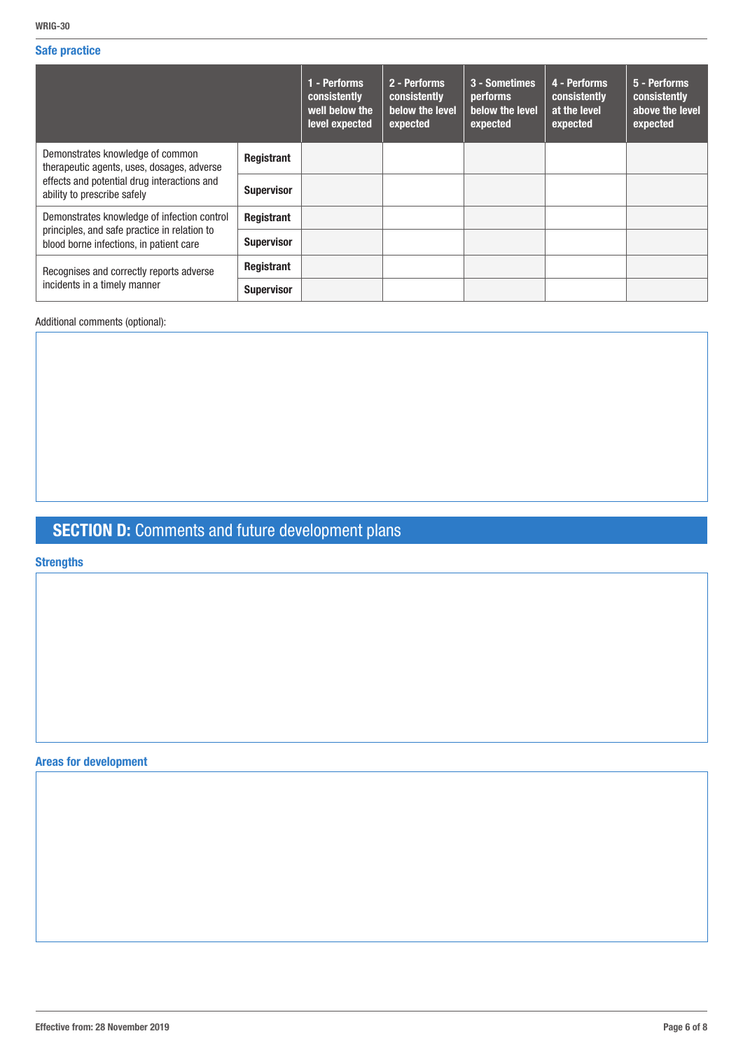## Safe practice

| | | 1 - Performs consistently well below the level expected | 2 - Performs consistently below the level expected | 3 - Sometimes performs below the level expected | 4 - Performs consistently at the level expected | 5 - Performs consistently above the level expected |
|---|---|---|---|---|---|---|
| Demonstrates knowledge of common therapeutic agents, uses, dosages, adverse effects and potential drug interactions and ability to prescribe safely | **Registrant** | | | | | |
| | **Supervisor** | | | | | |
| Demonstrates knowledge of infection control principles, and safe practice in relation to blood borne infections, in patient care | **Registrant** | | | | | |
| | **Supervisor** | | | | | |
| Recognises and correctly reports adverse incidents in a timely manner | **Registrant** | | | | | |
| | **Supervisor** | | | | | |

Additional comments (optional):

# SECTION D: Comments and future development plans

### Strengths

### Areas for development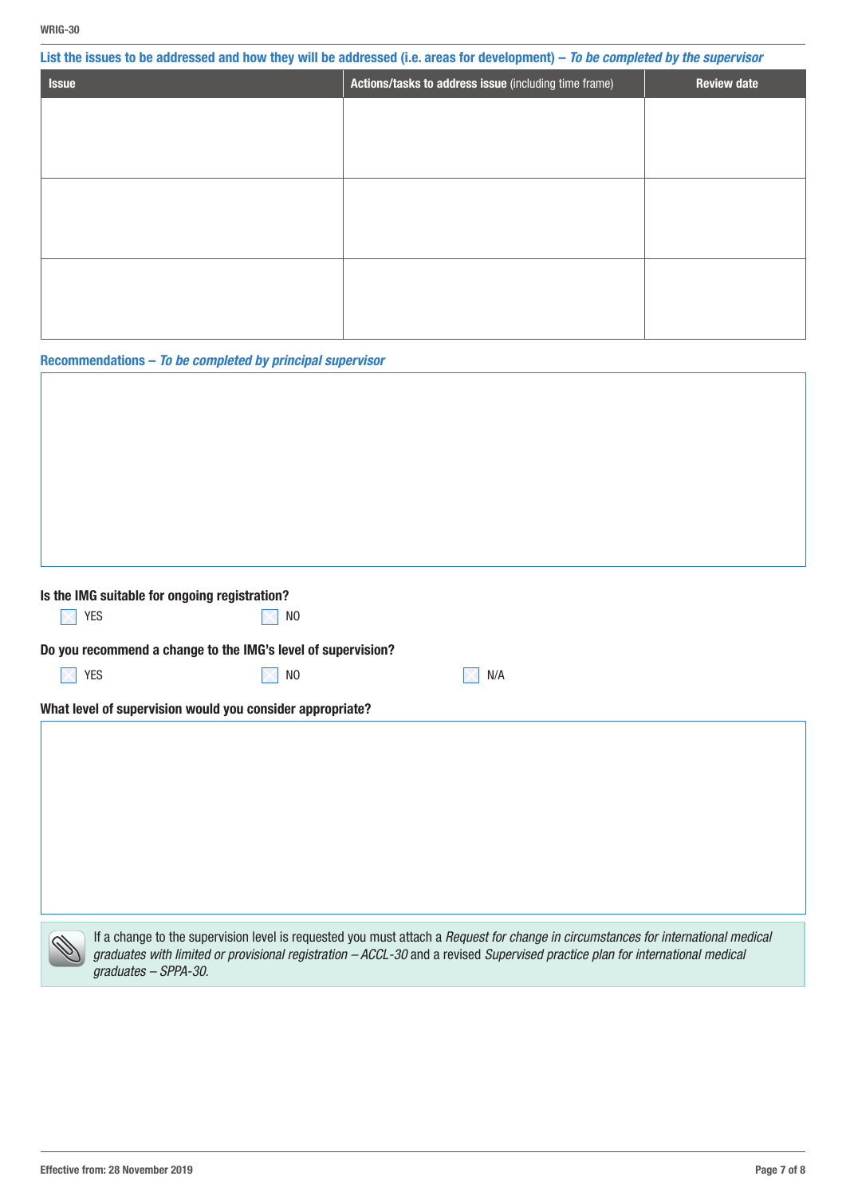## List the issues to be addressed and how they will be addressed (i.e. areas for development) – *To be completed by the supervisor*

| Issue | Actions/tasks to address issue (including time frame) | Review date |
|---|---|---|
| | | |
| | | |
| | | |

## Recommendations – *To be completed by principal supervisor*

**Is the IMG suitable for ongoing registration?**

☐ YES ☐ NO

**Do you recommend a change to the IMG's level of supervision?**

☐ YES ☐ NO ☐ N/A

**What level of supervision would you consider appropriate?**

If a change to the supervision level is requested you must attach a *Request for change in circumstances for international medical graduates with limited or provisional registration – ACCL-30* and a revised *Supervised practice plan for international medical graduates – SPPA-30.*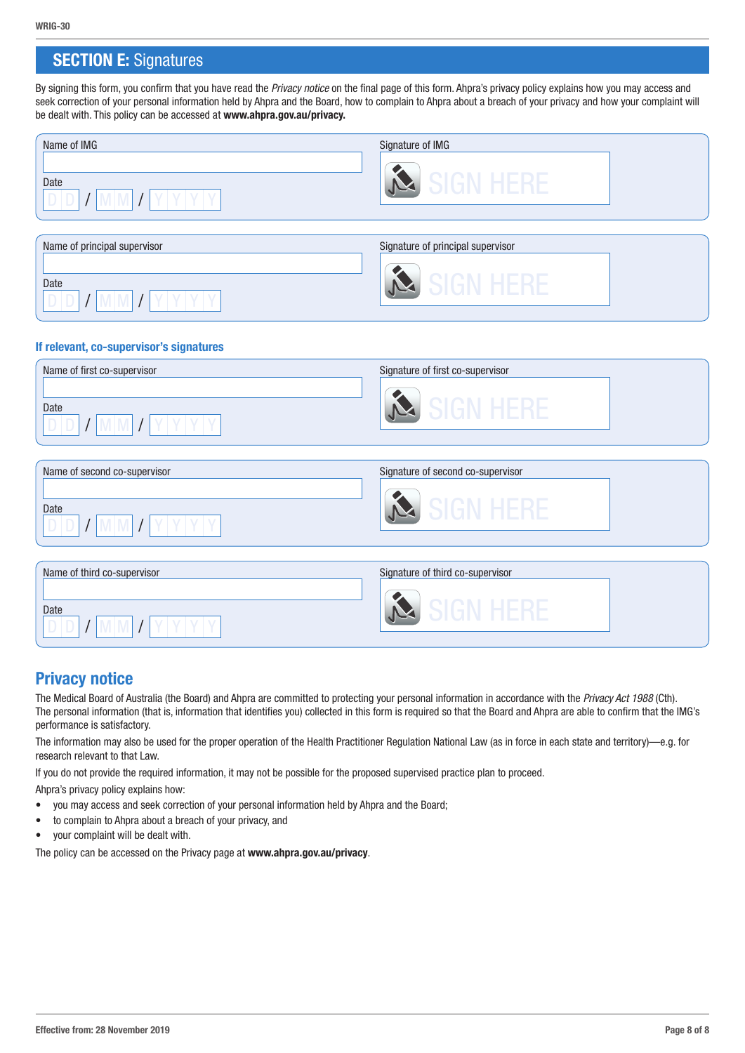## SECTION E: Signatures

By signing this form, you confirm that you have read the *Privacy notice* on the final page of this form. Ahpra's privacy policy explains how you may access and seek correction of your personal information held by Ahpra and the Board, how to complain to Ahpra about a breach of your privacy and how your complaint will be dealt with. This policy can be accessed at **www.ahpra.gov.au/privacy.**

Name of IMG

Date D D / M M / Y Y Y Y

Signature of IMG

SIGN HERE

Name of principal supervisor

Date D D / M M / Y Y Y Y

Signature of principal supervisor

SIGN HERE

### If relevant, co-supervisor's signatures

Name of first co-supervisor

Date D D / M M / Y Y Y Y

Signature of first co-supervisor

SIGN HERE

Name of second co-supervisor

Date D D / M M / Y Y Y Y

Signature of second co-supervisor

SIGN HERE

Name of third co-supervisor

Date D D / M M / Y Y Y Y

Signature of third co-supervisor

SIGN HERE

## Privacy notice

The Medical Board of Australia (the Board) and Ahpra are committed to protecting your personal information in accordance with the *Privacy Act 1988* (Cth). The personal information (that is, information that identifies you) collected in this form is required so that the Board and Ahpra are able to confirm that the IMG's performance is satisfactory.

The information may also be used for the proper operation of the Health Practitioner Regulation National Law (as in force in each state and territory)—e.g. for research relevant to that Law.

If you do not provide the required information, it may not be possible for the proposed supervised practice plan to proceed.

Ahpra's privacy policy explains how:

- you may access and seek correction of your personal information held by Ahpra and the Board;
- to complain to Ahpra about a breach of your privacy, and
- your complaint will be dealt with.

The policy can be accessed on the Privacy page at **www.ahpra.gov.au/privacy**.